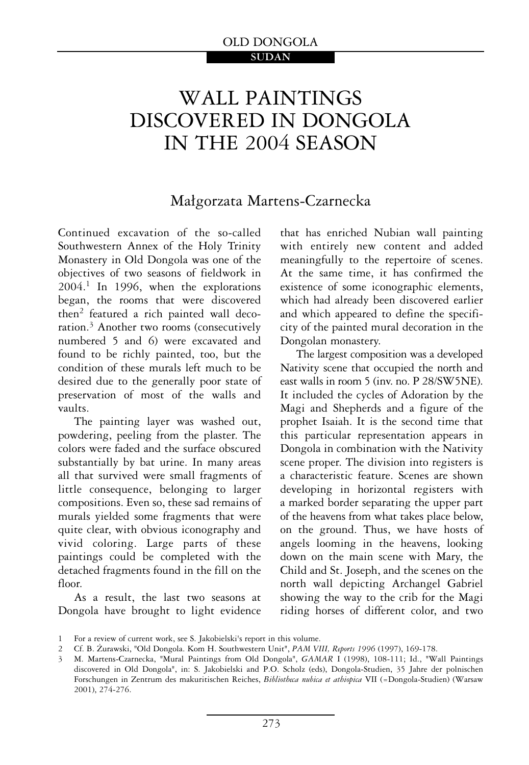# WALL PAINTINGS DISCOVERED IN DONGOLA IN THE 2004 SEASON

Małgorzata Martens-Czarnecka

Continued excavation of the so-called Southwestern Annex of the Holy Trinity Monastery in Old Dongola was one of the objectives of two seasons of fieldwork in 2004.[1] In 1996, when the explorations began, the rooms that were discovered then[2] featured a rich painted wall decoration.[3] Another two rooms (consecutively numbered 5 and 6) were excavated and found to be richly painted, too, but the condition of these murals left much to be desired due to the generally poor state of preservation of most of the walls and vaults.

The painting layer was washed out, powdering, peeling from the plaster. The colors were faded and the surface obscured substantially by bat urine. In many areas all that survived were small fragments of little consequence, belonging to larger compositions. Even so, these sad remains of murals yielded some fragments that were quite clear, with obvious iconography and vivid coloring. Large parts of these paintings could be completed with the detached fragments found in the fill on the floor.

As a result, the last two seasons at Dongola have brought to light evidence that has enriched Nubian wall painting with entirely new content and added meaningfully to the repertoire of scenes. At the same time, it has confirmed the existence of some iconographic elements, which had already been discovered earlier and which appeared to define the specificity of the painted mural decoration in the Dongolan monastery.

The largest composition was a developed Nativity scene that occupied the north and east walls in room 5 (inv. no. P 28/SW5NE). It included the cycles of Adoration by the Magi and Shepherds and a figure of the prophet Isaiah. It is the second time that this particular representation appears in Dongola in combination with the Nativity scene proper. The division into registers is a characteristic feature. Scenes are shown developing in horizontal registers with a marked border separating the upper part of the heavens from what takes place below, on the ground. Thus, we have hosts of angels looming in the heavens, looking down on the main scene with Mary, the Child and St. Joseph, and the scenes on the north wall depicting Archangel Gabriel showing the way to the crib for the Magi riding horses of different color, and two

---

1 For a review of current work, see S. Jakobielski's report in this volume.

2 Cf. B. Żurawski, "Old Dongola. Kom H. Southwestern Unit", *PAM VIII, Reports 1996* (1997), 169-178.

3 M. Martens-Czarnecka, "Mural Paintings from Old Dongola", *GAMAR* I (1998), 108-111; Id., "Wall Paintings discovered in Old Dongola", in: S. Jakobielski and P.O. Scholz (eds), Dongola-Studien, 35 Jahre der polnischen Forschungen in Zentrum des makuritischen Reiches, *Bibliotheca nubica et athiopica* VII (=Dongola-Studien) (Warsaw 2001), 274-276.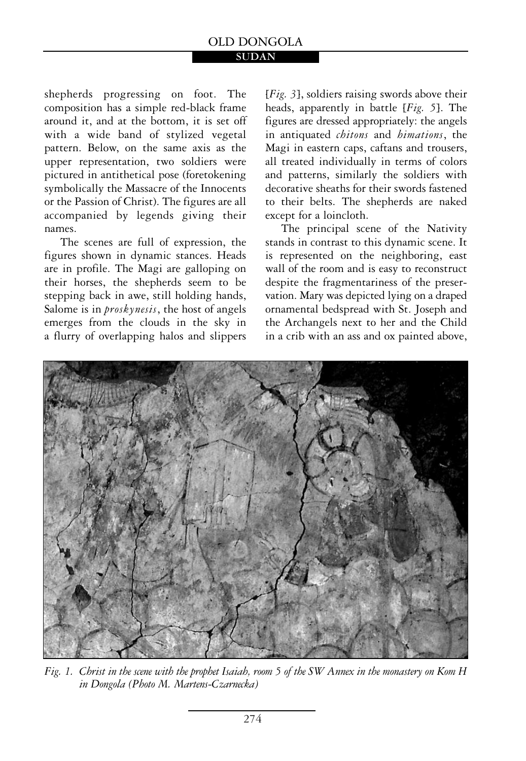shepherds progressing on foot. The composition has a simple red-black frame around it, and at the bottom, it is set off with a wide band of stylized vegetal pattern. Below, on the same axis as the upper representation, two soldiers were pictured in antithetical pose (foretokening symbolically the Massacre of the Innocents or the Passion of Christ). The figures are all accompanied by legends giving their names.

The scenes are full of expression, the figures shown in dynamic stances. Heads are in profile. The Magi are galloping on their horses, the shepherds seem to be stepping back in awe, still holding hands, Salome is in *proskynesis*, the host of angels emerges from the clouds in the sky in a flurry of overlapping halos and slippers [*Fig. 3*], soldiers raising swords above their heads, apparently in battle [*Fig. 5*]. The figures are dressed appropriately: the angels in antiquated *chitons* and *himations*, the Magi in eastern caps, caftans and trousers, all treated individually in terms of colors and patterns, similarly the soldiers with decorative sheaths for their swords fastened to their belts. The shepherds are naked except for a loincloth.

The principal scene of the Nativity stands in contrast to this dynamic scene. It is represented on the neighboring, east wall of the room and is easy to reconstruct despite the fragmentariness of the preservation. Mary was depicted lying on a draped ornamental bedspread with St. Joseph and the Archangels next to her and the Child in a crib with an ass and ox painted above,

*Fig. 1. Christ in the scene with the prophet Isaiah, room 5 of the SW Annex in the monastery on Kom H in Dongola (Photo M. Martens-Czarnecka)*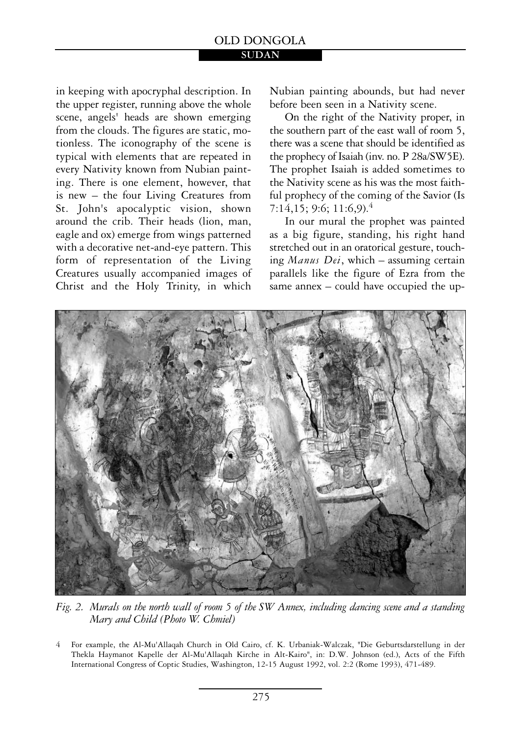in keeping with apocryphal description. In the upper register, running above the whole scene, angels' heads are shown emerging from the clouds. The figures are static, motionless. The iconography of the scene is typical with elements that are repeated in every Nativity known from Nubian painting. There is one element, however, that is new – the four Living Creatures from St. John's apocalyptic vision, shown around the crib. Their heads (lion, man, eagle and ox) emerge from wings patterned with a decorative net-and-eye pattern. This form of representation of the Living Creatures usually accompanied images of Christ and the Holy Trinity, in which Nubian painting abounds, but had never before been seen in a Nativity scene.

On the right of the Nativity proper, in the southern part of the east wall of room 5, there was a scene that should be identified as the prophecy of Isaiah (inv. no. P 28a/SW5E). The prophet Isaiah is added sometimes to the Nativity scene as his was the most faithful prophecy of the coming of the Savior (Is 7:14,15; 9:6; 11:6,9).[4]

In our mural the prophet was painted as a big figure, standing, his right hand stretched out in an oratorical gesture, touching *Manus Dei*, which – assuming certain parallels like the figure of Ezra from the same annex – could have occupied the up-

*Fig. 2. Murals on the north wall of room 5 of the SW Annex, including dancing scene and a standing Mary and Child (Photo W. Chmiel)*

4 For example, the Al-Mu'Allaqah Church in Old Cairo, cf. K. Urbaniak-Walczak, "Die Geburtsdarstellung in der Thekla Haymanot Kapelle der Al-Mu'Allaqah Kirche in Alt-Kairo", in: D.W. Johnson (ed.), Acts of the Fifth International Congress of Coptic Studies, Washington, 12-15 August 1992, vol. 2:2 (Rome 1993), 471-489.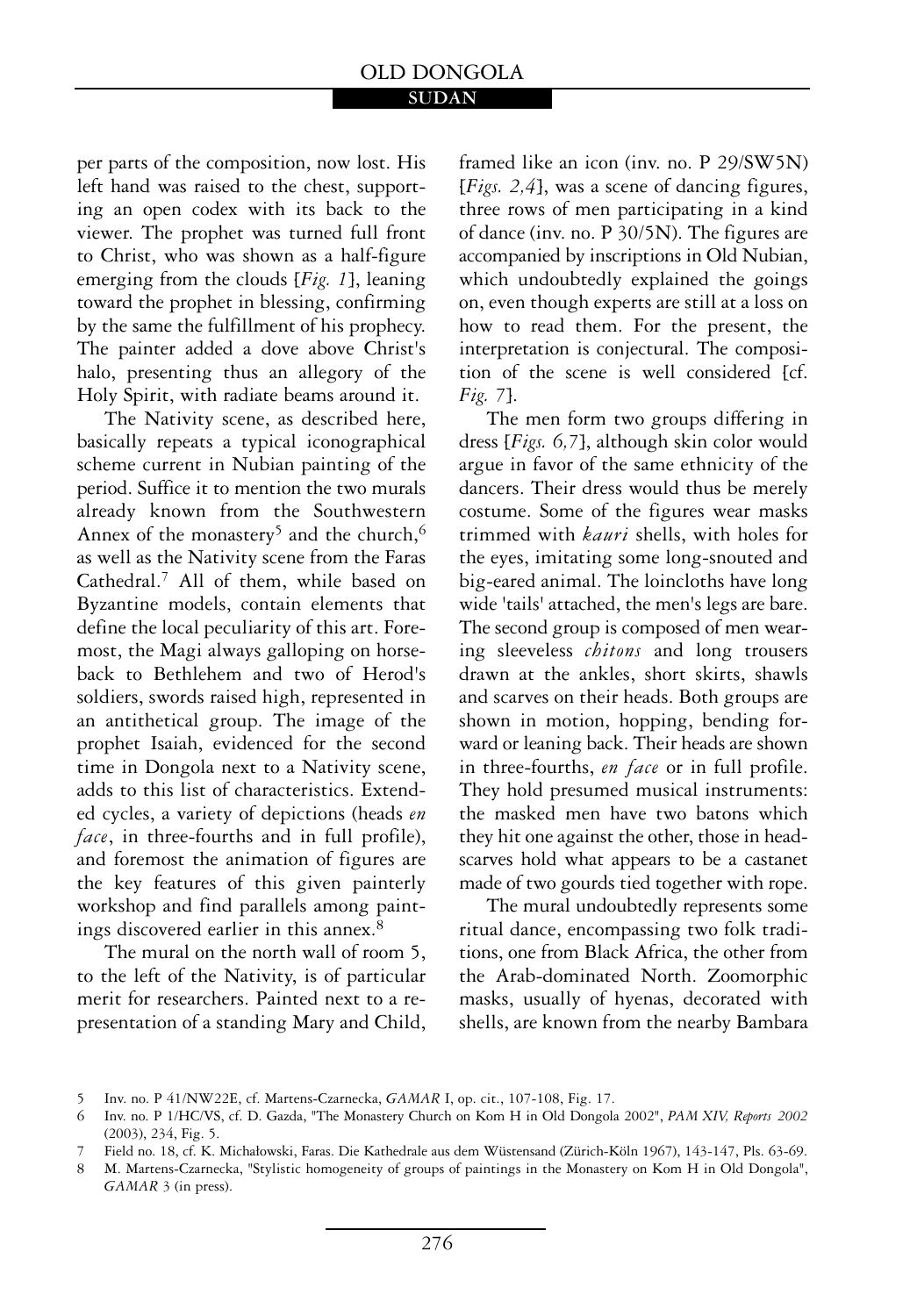per parts of the composition, now lost. His left hand was raised to the chest, supporting an open codex with its back to the viewer. The prophet was turned full front to Christ, who was shown as a half-figure emerging from the clouds [*Fig. 1*], leaning toward the prophet in blessing, confirming by the same the fulfillment of his prophecy. The painter added a dove above Christ's halo, presenting thus an allegory of the Holy Spirit, with radiate beams around it.

The Nativity scene, as described here, basically repeats a typical iconographical scheme current in Nubian painting of the period. Suffice it to mention the two murals already known from the Southwestern Annex of the monastery[5] and the church,[6] as well as the Nativity scene from the Faras Cathedral.[7] All of them, while based on Byzantine models, contain elements that define the local peculiarity of this art. Foremost, the Magi always galloping on horseback to Bethlehem and two of Herod's soldiers, swords raised high, represented in an antithetical group. The image of the prophet Isaiah, evidenced for the second time in Dongola next to a Nativity scene, adds to this list of characteristics. Extended cycles, a variety of depictions (heads *en face*, in three-fourths and in full profile), and foremost the animation of figures are the key features of this given painterly workshop and find parallels among paintings discovered earlier in this annex.[8]

The mural on the north wall of room 5, to the left of the Nativity, is of particular merit for researchers. Painted next to a representation of a standing Mary and Child, framed like an icon (inv. no. P 29/SW5N) [*Figs. 2,4*], was a scene of dancing figures, three rows of men participating in a kind of dance (inv. no. P 30/5N). The figures are accompanied by inscriptions in Old Nubian, which undoubtedly explained the goings on, even though experts are still at a loss on how to read them. For the present, the interpretation is conjectural. The composition of the scene is well considered [cf. *Fig. 7*].

The men form two groups differing in dress [*Figs. 6,7*], although skin color would argue in favor of the same ethnicity of the dancers. Their dress would thus be merely costume. Some of the figures wear masks trimmed with *kauri* shells, with holes for the eyes, imitating some long-snouted and big-eared animal. The loincloths have long wide 'tails' attached, the men's legs are bare. The second group is composed of men wearing sleeveless *chitons* and long trousers drawn at the ankles, short skirts, shawls and scarves on their heads. Both groups are shown in motion, hopping, bending forward or leaning back. Their heads are shown in three-fourths, *en face* or in full profile. They hold presumed musical instruments: the masked men have two batons which they hit one against the other, those in headscarves hold what appears to be a castanet made of two gourds tied together with rope.

The mural undoubtedly represents some ritual dance, encompassing two folk traditions, one from Black Africa, the other from the Arab-dominated North. Zoomorphic masks, usually of hyenas, decorated with shells, are known from the nearby Bambara

---

5 Inv. no. P 41/NW22E, cf. Martens-Czarnecka, *GAMAR* I, op. cit., 107-108, Fig. 17.

6 Inv. no. P 1/HC/VS, cf. D. Gazda, "The Monastery Church on Kom H in Old Dongola 2002", *PAM XIV, Reports 2002* (2003), 234, Fig. 5.

7 Field no. 18, cf. K. Michałowski, Faras. Die Kathedrale aus dem Wüstensand (Zürich-Köln 1967), 143-147, Pls. 63-69.

8 M. Martens-Czarnecka, "Stylistic homogeneity of groups of paintings in the Monastery on Kom H in Old Dongola", *GAMAR* 3 (in press).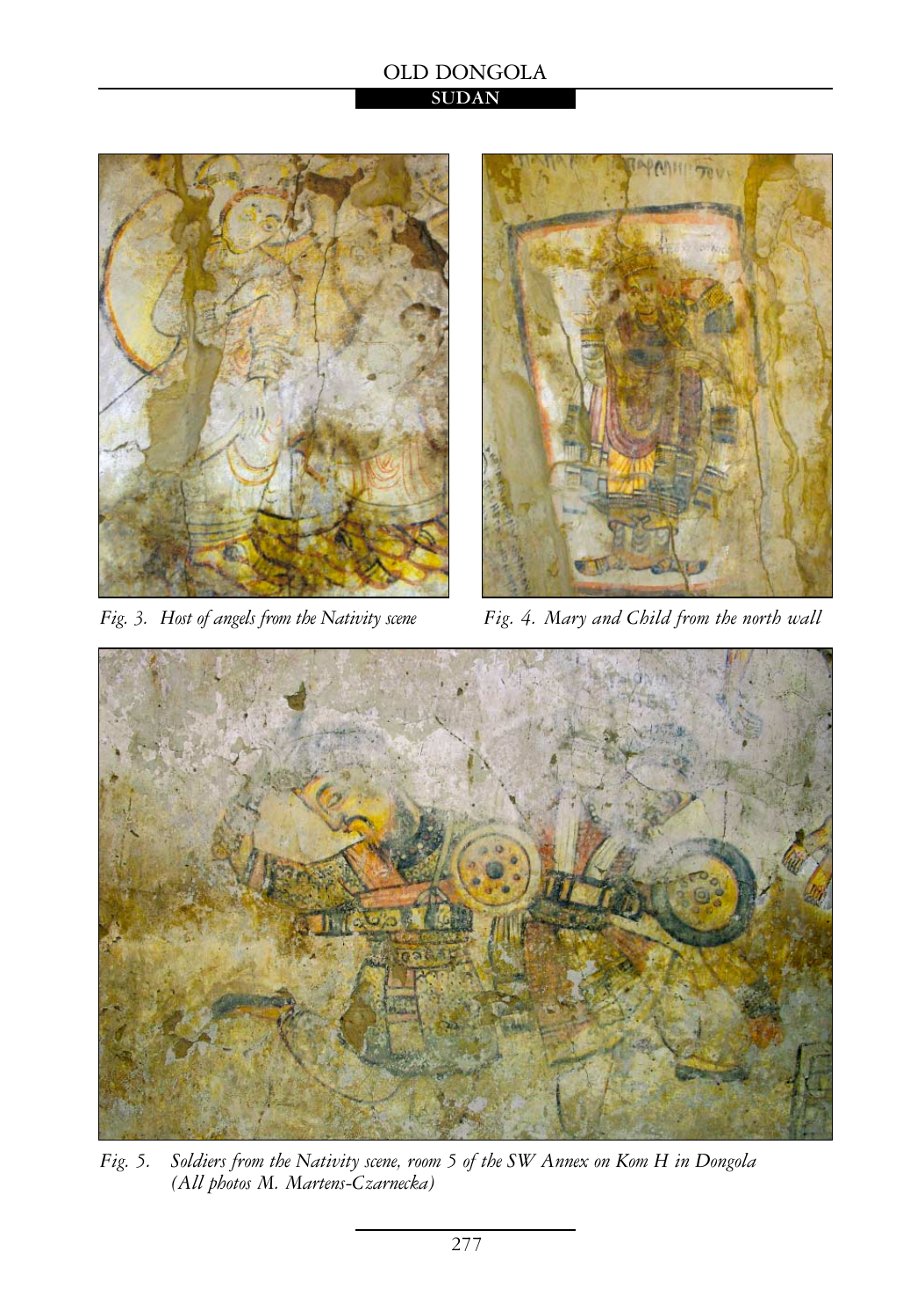Fig. 3. *Host of angels from the Nativity scene*

Fig. 4. *Mary and Child from the north wall*

Fig. 5. *Soldiers from the Nativity scene, room 5 of the SW Annex on Kom H in Dongola (All photos M. Martens-Czarnecka)*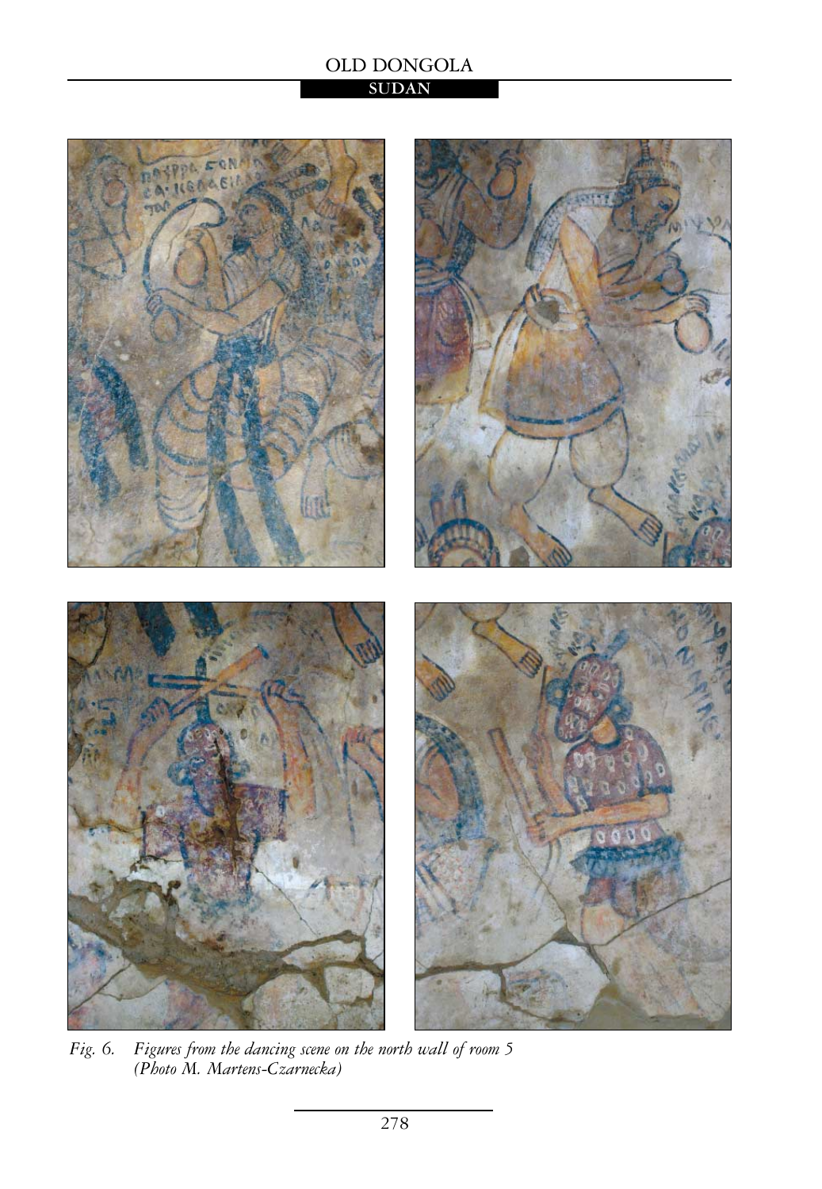Fig. 6. Figures from the dancing scene on the north wall of room 5 (Photo M. Martens-Czarnecka)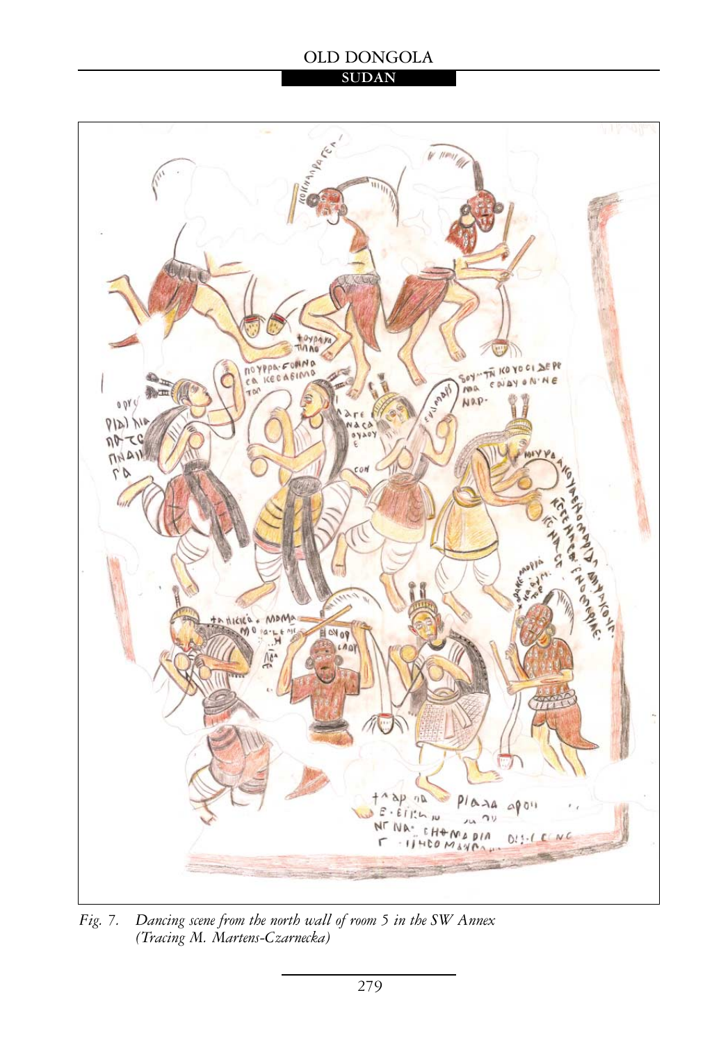*Fig. 7. Dancing scene from the north wall of room 5 in the SW Annex (Tracing M. Martens-Czarnecka)*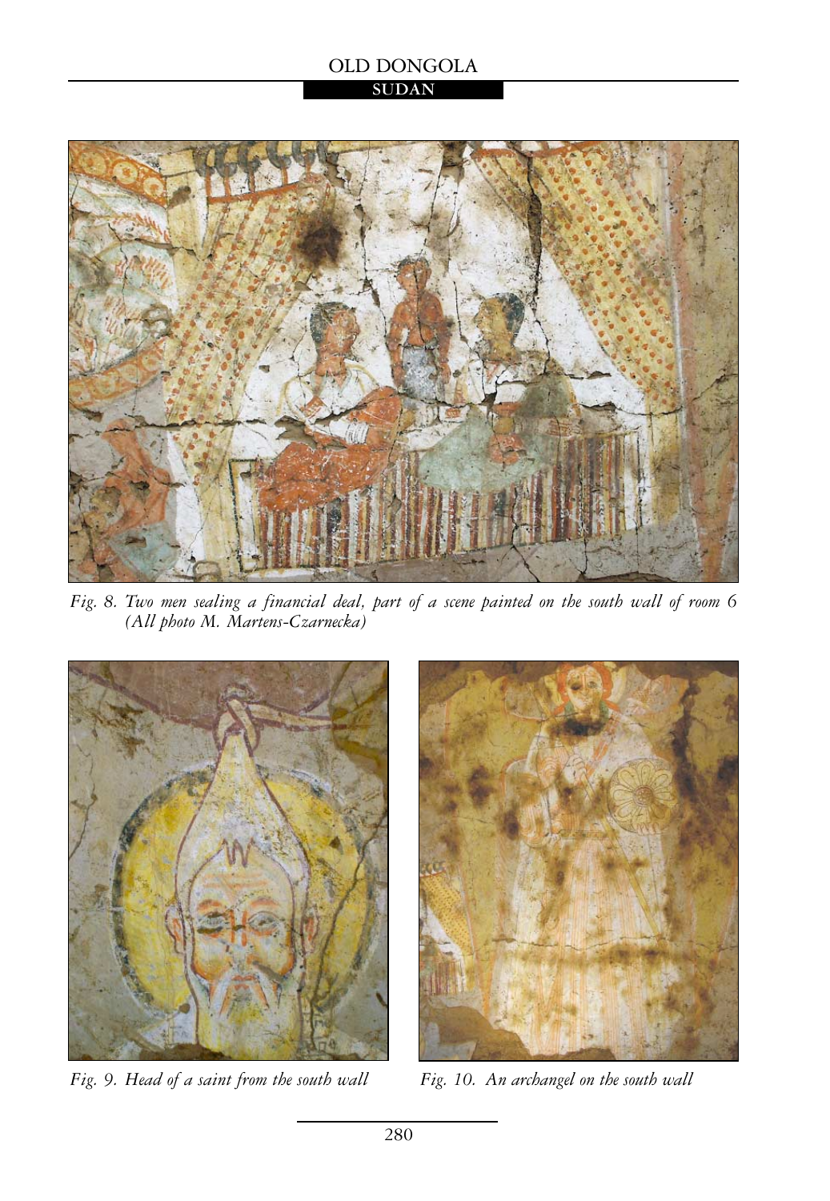Fig. 8. Two men sealing a financial deal, part of a scene painted on the south wall of room 6 (All photo M. Martens-Czarnecka)

Fig. 9. Head of a saint from the south wall

Fig. 10. An archangel on the south wall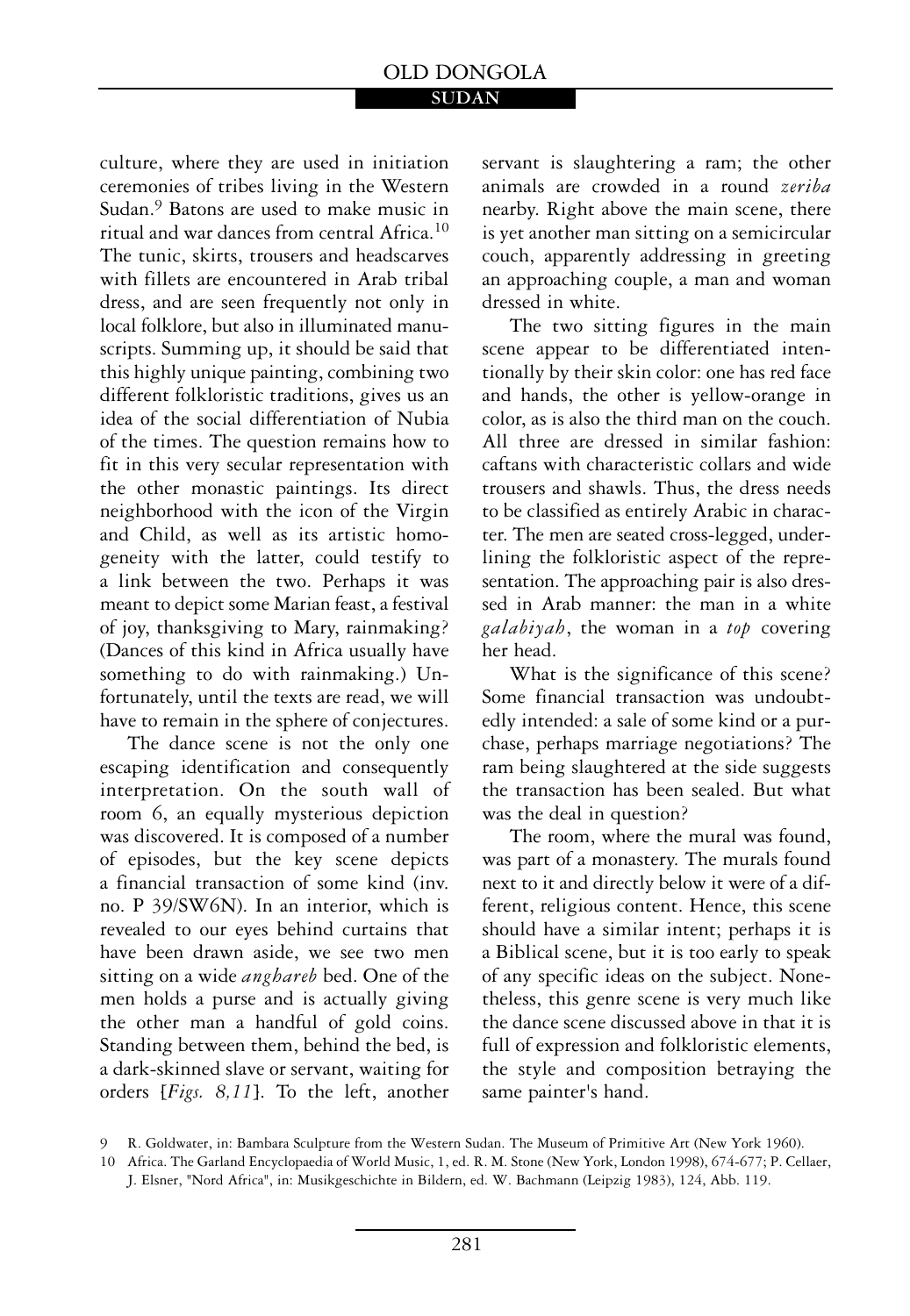culture, where they are used in initiation ceremonies of tribes living in the Western Sudan.[9] Batons are used to make music in ritual and war dances from central Africa.[10] The tunic, skirts, trousers and headscarves with fillets are encountered in Arab tribal dress, and are seen frequently not only in local folklore, but also in illuminated manuscripts. Summing up, it should be said that this highly unique painting, combining two different folkloristic traditions, gives us an idea of the social differentiation of Nubia of the times. The question remains how to fit in this very secular representation with the other monastic paintings. Its direct neighborhood with the icon of the Virgin and Child, as well as its artistic homogeneity with the latter, could testify to a link between the two. Perhaps it was meant to depict some Marian feast, a festival of joy, thanksgiving to Mary, rainmaking? (Dances of this kind in Africa usually have something to do with rainmaking.) Unfortunately, until the texts are read, we will have to remain in the sphere of conjectures.

The dance scene is not the only one escaping identification and consequently interpretation. On the south wall of room 6, an equally mysterious depiction was discovered. It is composed of a number of episodes, but the key scene depicts a financial transaction of some kind (inv. no. P 39/SW6N). In an interior, which is revealed to our eyes behind curtains that have been drawn aside, we see two men sitting on a wide *anghareb* bed. One of the men holds a purse and is actually giving the other man a handful of gold coins. Standing between them, behind the bed, is a dark-skinned slave or servant, waiting for orders [*Figs. 8,11*]. To the left, another servant is slaughtering a ram; the other animals are crowded in a round *zeriba* nearby. Right above the main scene, there is yet another man sitting on a semicircular couch, apparently addressing in greeting an approaching couple, a man and woman dressed in white.

The two sitting figures in the main scene appear to be differentiated intentionally by their skin color: one has red face and hands, the other is yellow-orange in color, as is also the third man on the couch. All three are dressed in similar fashion: caftans with characteristic collars and wide trousers and shawls. Thus, the dress needs to be classified as entirely Arabic in character. The men are seated cross-legged, underlining the folkloristic aspect of the representation. The approaching pair is also dressed in Arab manner: the man in a white *galabiyah*, the woman in a *top* covering her head.

What is the significance of this scene? Some financial transaction was undoubtedly intended: a sale of some kind or a purchase, perhaps marriage negotiations? The ram being slaughtered at the side suggests the transaction has been sealed. But what was the deal in question?

The room, where the mural was found, was part of a monastery. The murals found next to it and directly below it were of a different, religious content. Hence, this scene should have a similar intent; perhaps it is a Biblical scene, but it is too early to speak of any specific ideas on the subject. Nonetheless, this genre scene is very much like the dance scene discussed above in that it is full of expression and folkloristic elements, the style and composition betraying the same painter's hand.

9 R. Goldwater, in: Bambara Sculpture from the Western Sudan. The Museum of Primitive Art (New York 1960).

10 Africa. The Garland Encyclopaedia of World Music, 1, ed. R. M. Stone (New York, London 1998), 674-677; P. Cellaer, J. Elsner, "Nord Africa", in: Musikgeschichte in Bildern, ed. W. Bachmann (Leipzig 1983), 124, Abb. 119.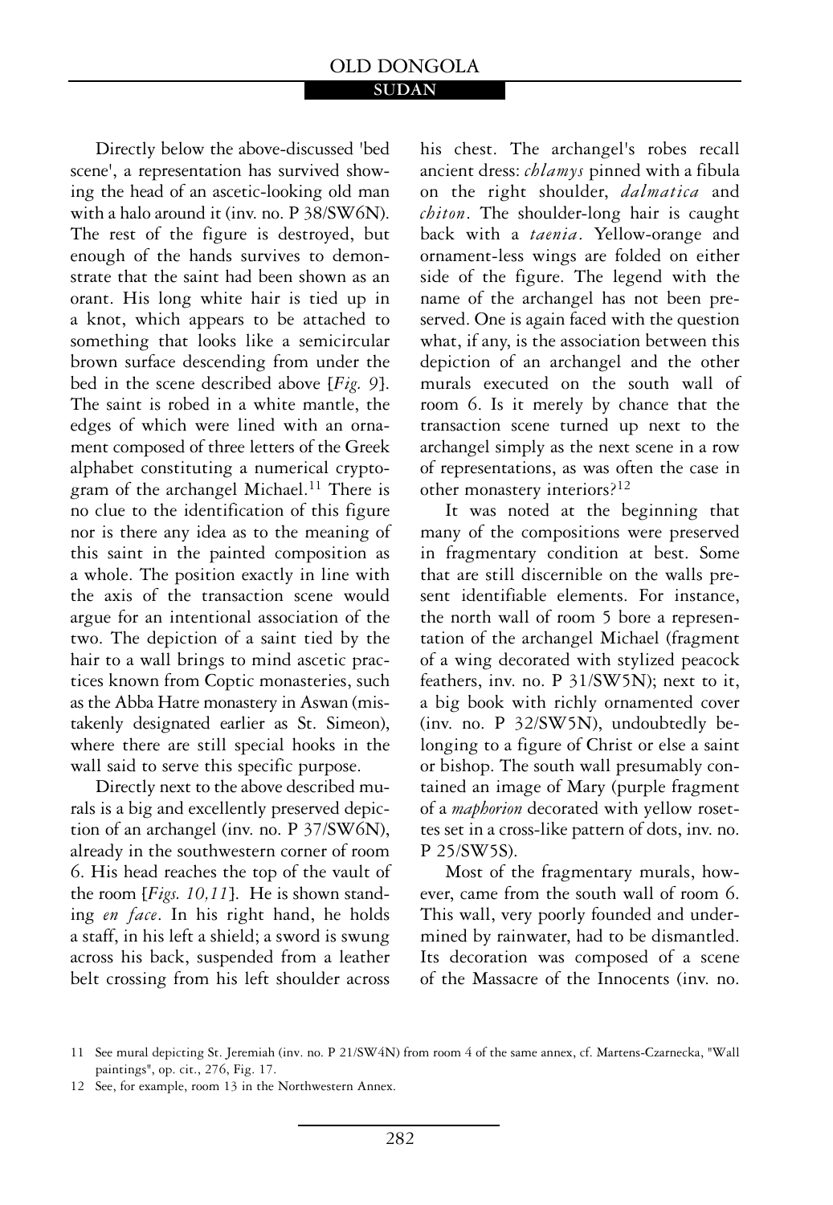Directly below the above-discussed 'bed scene', a representation has survived showing the head of an ascetic-looking old man with a halo around it (inv. no. P 38/SW6N). The rest of the figure is destroyed, but enough of the hands survives to demonstrate that the saint had been shown as an orant. His long white hair is tied up in a knot, which appears to be attached to something that looks like a semicircular brown surface descending from under the bed in the scene described above [*Fig. 9*]. The saint is robed in a white mantle, the edges of which were lined with an ornament composed of three letters of the Greek alphabet constituting a numerical cryptogram of the archangel Michael.[11] There is no clue to the identification of this figure nor is there any idea as to the meaning of this saint in the painted composition as a whole. The position exactly in line with the axis of the transaction scene would argue for an intentional association of the two. The depiction of a saint tied by the hair to a wall brings to mind ascetic practices known from Coptic monasteries, such as the Abba Hatre monastery in Aswan (mistakenly designated earlier as St. Simeon), where there are still special hooks in the wall said to serve this specific purpose.

Directly next to the above described murals is a big and excellently preserved depiction of an archangel (inv. no. P 37/SW6N), already in the southwestern corner of room 6. His head reaches the top of the vault of the room [*Figs. 10,11*]. He is shown standing *en face*. In his right hand, he holds a staff, in his left a shield; a sword is swung across his back, suspended from a leather belt crossing from his left shoulder across his chest. The archangel's robes recall ancient dress: *chlamys* pinned with a fibula on the right shoulder, *dalmatica* and *chiton*. The shoulder-long hair is caught back with a *taenia*. Yellow-orange and ornament-less wings are folded on either side of the figure. The legend with the name of the archangel has not been preserved. One is again faced with the question what, if any, is the association between this depiction of an archangel and the other murals executed on the south wall of room 6. Is it merely by chance that the transaction scene turned up next to the archangel simply as the next scene in a row of representations, as was often the case in other monastery interiors?[12]

It was noted at the beginning that many of the compositions were preserved in fragmentary condition at best. Some that are still discernible on the walls present identifiable elements. For instance, the north wall of room 5 bore a representation of the archangel Michael (fragment of a wing decorated with stylized peacock feathers, inv. no. P 31/SW5N); next to it, a big book with richly ornamented cover (inv. no. P 32/SW5N), undoubtedly belonging to a figure of Christ or else a saint or bishop. The south wall presumably contained an image of Mary (purple fragment of a *maphorion* decorated with yellow rosettes set in a cross-like pattern of dots, inv. no. P 25/SW5S).

Most of the fragmentary murals, however, came from the south wall of room 6. This wall, very poorly founded and undermined by rainwater, had to be dismantled. Its decoration was composed of a scene of the Massacre of the Innocents (inv. no.

11 See mural depicting St. Jeremiah (inv. no. P 21/SW4N) from room 4 of the same annex, cf. Martens-Czarnecka, "Wall paintings", op. cit., 276, Fig. 17.

12 See, for example, room 13 in the Northwestern Annex.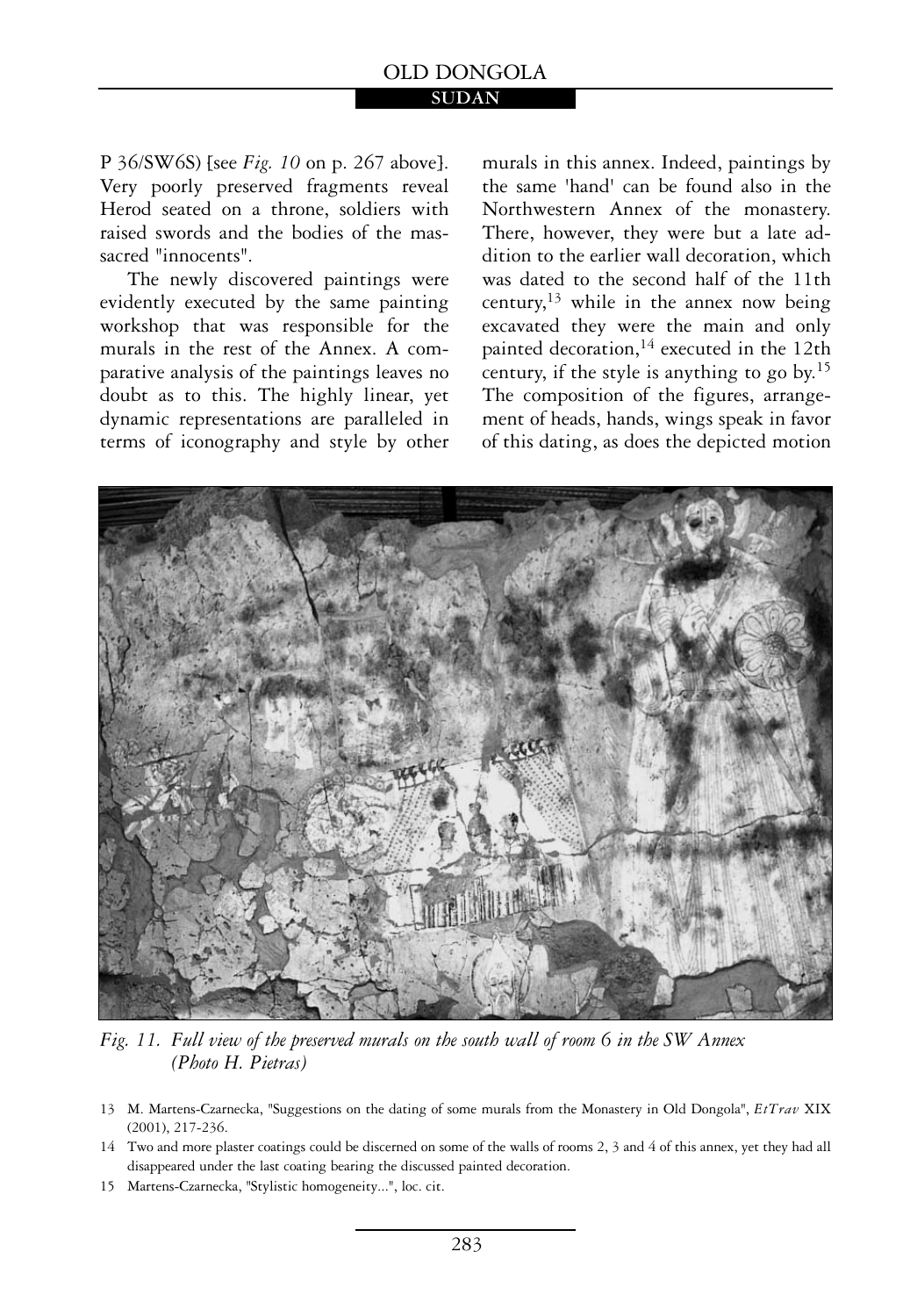P 36/SW6S) [see *Fig. 10* on p. 267 above]. Very poorly preserved fragments reveal Herod seated on a throne, soldiers with raised swords and the bodies of the massacred "innocents".

The newly discovered paintings were evidently executed by the same painting workshop that was responsible for the murals in the rest of the Annex. A comparative analysis of the paintings leaves no doubt as to this. The highly linear, yet dynamic representations are paralleled in terms of iconography and style by other murals in this annex. Indeed, paintings by the same 'hand' can be found also in the Northwestern Annex of the monastery. There, however, they were but a late addition to the earlier wall decoration, which was dated to the second half of the 11th century,[13] while in the annex now being excavated they were the main and only painted decoration,[14] executed in the 12th century, if the style is anything to go by.[15] The composition of the figures, arrangement of heads, hands, wings speak in favor of this dating, as does the depicted motion

*Fig. 11. Full view of the preserved murals on the south wall of room 6 in the SW Annex (Photo H. Pietras)*

13 M. Martens-Czarnecka, "Suggestions on the dating of some murals from the Monastery in Old Dongola", *EtTrav* XIX (2001), 217-236.

14 Two and more plaster coatings could be discerned on some of the walls of rooms 2, 3 and 4 of this annex, yet they had all disappeared under the last coating bearing the discussed painted decoration.

15 Martens-Czarnecka, "Stylistic homogeneity...", loc. cit.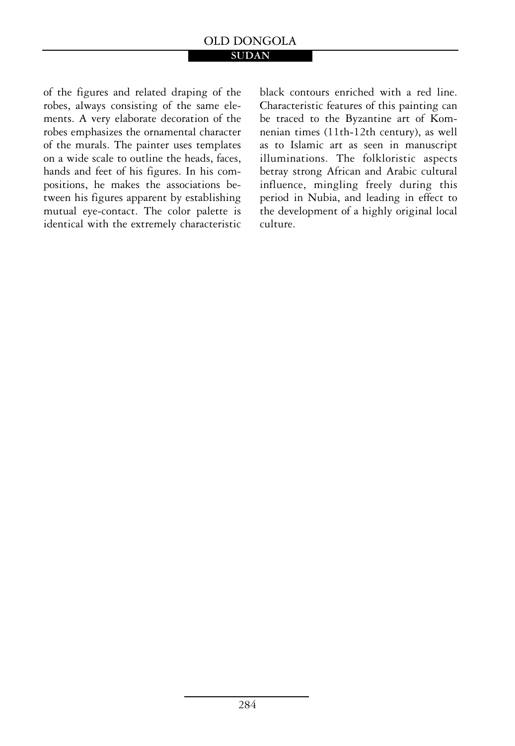of the figures and related draping of the robes, always consisting of the same elements. A very elaborate decoration of the robes emphasizes the ornamental character of the murals. The painter uses templates on a wide scale to outline the heads, faces, hands and feet of his figures. In his compositions, he makes the associations between his figures apparent by establishing mutual eye-contact. The color palette is identical with the extremely characteristic black contours enriched with a red line. Characteristic features of this painting can be traced to the Byzantine art of Komnenian times (11th-12th century), as well as to Islamic art as seen in manuscript illuminations. The folkloristic aspects betray strong African and Arabic cultural influence, mingling freely during this period in Nubia, and leading in effect to the development of a highly original local culture.